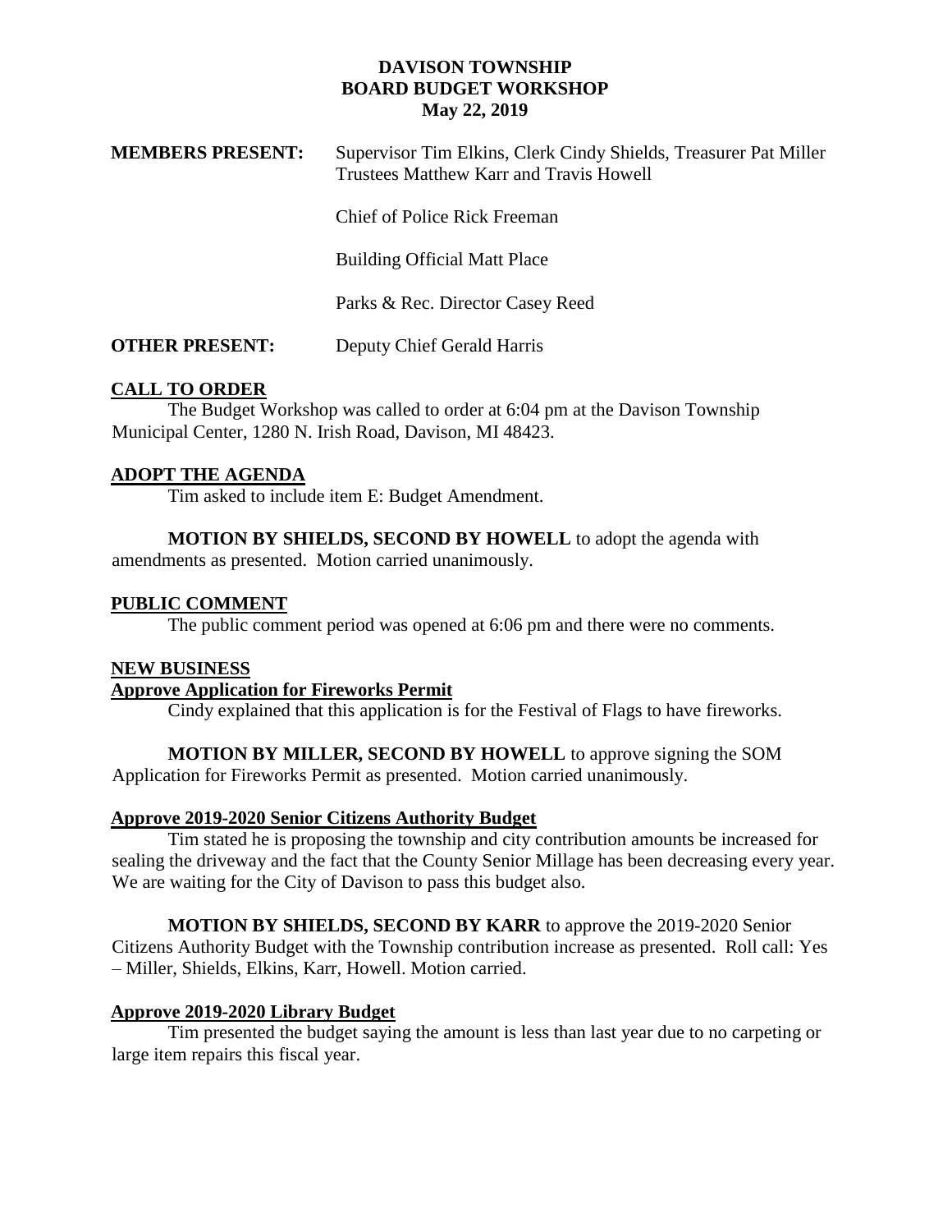# DAVISON TOWNSHIP
## BOARD BUDGET WORKSHOP
### May 22, 2019

**MEMBERS PRESENT:** Supervisor Tim Elkins, Clerk Cindy Shields, Treasurer Pat Miller Trustees Matthew Karr and Travis Howell

Chief of Police Rick Freeman

Building Official Matt Place

Parks & Rec. Director Casey Reed

**OTHER PRESENT:** Deputy Chief Gerald Harris

## CALL TO ORDER

The Budget Workshop was called to order at 6:04 pm at the Davison Township Municipal Center, 1280 N. Irish Road, Davison, MI 48423.

## ADOPT THE AGENDA

Tim asked to include item E: Budget Amendment.

**MOTION BY SHIELDS, SECOND BY HOWELL** to adopt the agenda with amendments as presented. Motion carried unanimously.

## PUBLIC COMMENT

The public comment period was opened at 6:06 pm and there were no comments.

## NEW BUSINESS

### Approve Application for Fireworks Permit

Cindy explained that this application is for the Festival of Flags to have fireworks.

**MOTION BY MILLER, SECOND BY HOWELL** to approve signing the SOM Application for Fireworks Permit as presented. Motion carried unanimously.

### Approve 2019-2020 Senior Citizens Authority Budget

Tim stated he is proposing the township and city contribution amounts be increased for sealing the driveway and the fact that the County Senior Millage has been decreasing every year. We are waiting for the City of Davison to pass this budget also.

**MOTION BY SHIELDS, SECOND BY KARR** to approve the 2019-2020 Senior Citizens Authority Budget with the Township contribution increase as presented. Roll call: Yes – Miller, Shields, Elkins, Karr, Howell. Motion carried.

### Approve 2019-2020 Library Budget

Tim presented the budget saying the amount is less than last year due to no carpeting or large item repairs this fiscal year.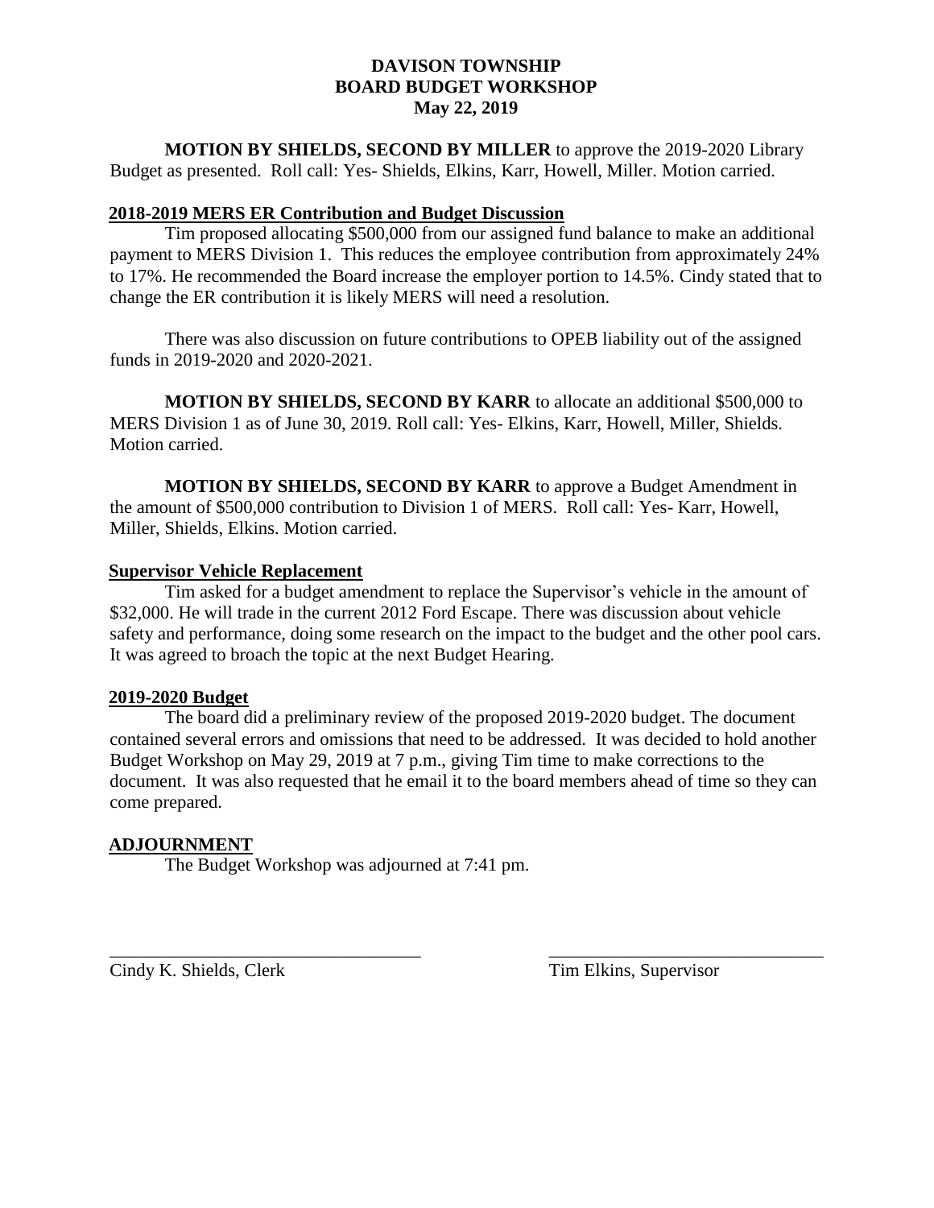# DAVISON TOWNSHIP
# BOARD BUDGET WORKSHOP
# May 22, 2019

**MOTION BY SHIELDS, SECOND BY MILLER** to approve the 2019-2020 Library Budget as presented. Roll call: Yes- Shields, Elkins, Karr, Howell, Miller. Motion carried.

## 2018-2019 MERS ER Contribution and Budget Discussion

Tim proposed allocating $500,000 from our assigned fund balance to make an additional payment to MERS Division 1. This reduces the employee contribution from approximately 24% to 17%. He recommended the Board increase the employer portion to 14.5%. Cindy stated that to change the ER contribution it is likely MERS will need a resolution.

There was also discussion on future contributions to OPEB liability out of the assigned funds in 2019-2020 and 2020-2021.

**MOTION BY SHIELDS, SECOND BY KARR** to allocate an additional $500,000 to MERS Division 1 as of June 30, 2019. Roll call: Yes- Elkins, Karr, Howell, Miller, Shields. Motion carried.

**MOTION BY SHIELDS, SECOND BY KARR** to approve a Budget Amendment in the amount of $500,000 contribution to Division 1 of MERS. Roll call: Yes- Karr, Howell, Miller, Shields, Elkins. Motion carried.

## Supervisor Vehicle Replacement

Tim asked for a budget amendment to replace the Supervisor's vehicle in the amount of $32,000. He will trade in the current 2012 Ford Escape. There was discussion about vehicle safety and performance, doing some research on the impact to the budget and the other pool cars. It was agreed to broach the topic at the next Budget Hearing.

## 2019-2020 Budget

The board did a preliminary review of the proposed 2019-2020 budget. The document contained several errors and omissions that need to be addressed. It was decided to hold another Budget Workshop on May 29, 2019 at 7 p.m., giving Tim time to make corrections to the document. It was also requested that he email it to the board members ahead of time so they can come prepared.

## ADJOURNMENT

The Budget Workshop was adjourned at 7:41 pm.

\_\_\_\_\_\_\_\_\_\_\_\_\_\_\_\_\_\_\_\_\_\_\_\_\_\_\_\_\_\_\_\_\_\_\_
Cindy K. Shields, Clerk

\_\_\_\_\_\_\_\_\_\_\_\_\_\_\_\_\_\_\_\_\_\_\_\_\_\_\_\_\_\_\_\_\_\_\_
Tim Elkins, Supervisor